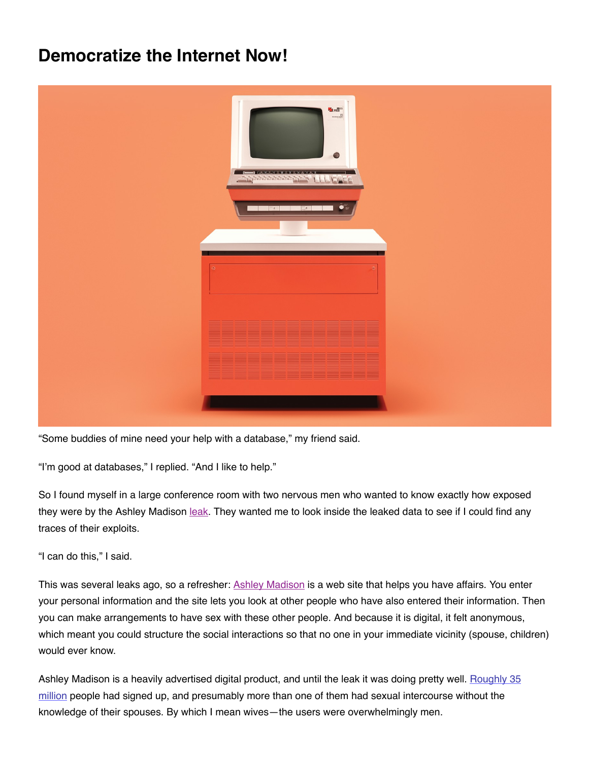# Democratize the Internet Now!

“Some buddies of mine need your help with a database,” my friend said.

“I’m good at databases,” I replied. “And I like to help.”

So I found myself in a large conference room with two nervous men who wanted to know exactly how exposed they were by the Ashley Madison leak. They wanted me to look inside the leaked data to see if I could find any traces of their exploits.

“I can do this,” I said.

This was several leaks ago, so a refresher: Ashley Madison is a web site that helps you have affairs. You enter your personal information and the site lets you look at other people who have also entered their information. Then you can make arrangements to have sex with these other people. And because it is digital, it felt anonymous, which meant you could structure the social interactions so that no one in your immediate vicinity (spouse, children) would ever know.

Ashley Madison is a heavily advertised digital product, and until the leak it was doing pretty well. Roughly 35 million people had signed up, and presumably more than one of them had sexual intercourse without the knowledge of their spouses. By which I mean wives—the users were overwhelmingly men.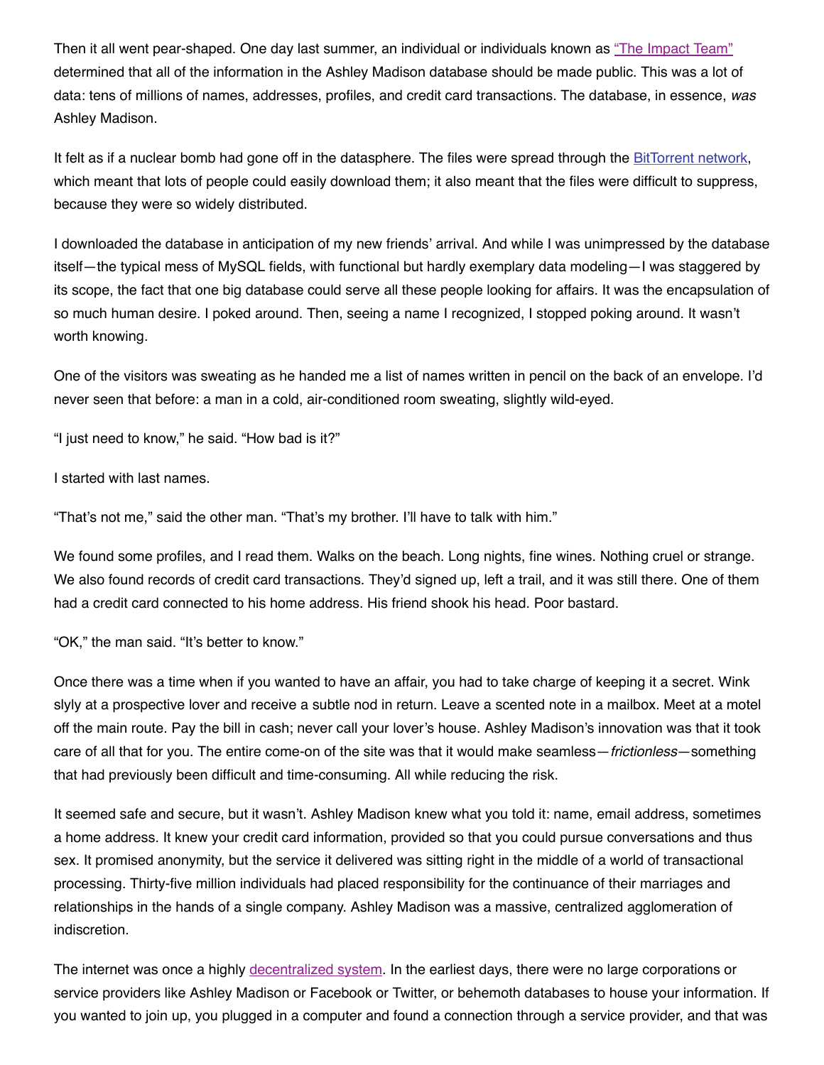Then it all went pear-shaped. One day last summer, an individual or individuals known as "The Impact Team" determined that all of the information in the Ashley Madison database should be made public. This was a lot of data: tens of millions of names, addresses, profiles, and credit card transactions. The database, in essence, *was* Ashley Madison.

It felt as if a nuclear bomb had gone off in the datasphere. The files were spread through the BitTorrent network, which meant that lots of people could easily download them; it also meant that the files were difficult to suppress, because they were so widely distributed.

I downloaded the database in anticipation of my new friends' arrival. And while I was unimpressed by the database itself—the typical mess of MySQL fields, with functional but hardly exemplary data modeling—I was staggered by its scope, the fact that one big database could serve all these people looking for affairs. It was the encapsulation of so much human desire. I poked around. Then, seeing a name I recognized, I stopped poking around. It wasn't worth knowing.

One of the visitors was sweating as he handed me a list of names written in pencil on the back of an envelope. I'd never seen that before: a man in a cold, air-conditioned room sweating, slightly wild-eyed.

"I just need to know," he said. "How bad is it?"

I started with last names.

"That's not me," said the other man. "That's my brother. I'll have to talk with him."

We found some profiles, and I read them. Walks on the beach. Long nights, fine wines. Nothing cruel or strange. We also found records of credit card transactions. They'd signed up, left a trail, and it was still there. One of them had a credit card connected to his home address. His friend shook his head. Poor bastard.

"OK," the man said. "It's better to know."

Once there was a time when if you wanted to have an affair, you had to take charge of keeping it a secret. Wink slyly at a prospective lover and receive a subtle nod in return. Leave a scented note in a mailbox. Meet at a motel off the main route. Pay the bill in cash; never call your lover's house. Ashley Madison's innovation was that it took care of all that for you. The entire come-on of the site was that it would make seamless—*frictionless*—something that had previously been difficult and time-consuming. All while reducing the risk.

It seemed safe and secure, but it wasn't. Ashley Madison knew what you told it: name, email address, sometimes a home address. It knew your credit card information, provided so that you could pursue conversations and thus sex. It promised anonymity, but the service it delivered was sitting right in the middle of a world of transactional processing. Thirty-five million individuals had placed responsibility for the continuance of their marriages and relationships in the hands of a single company. Ashley Madison was a massive, centralized agglomeration of indiscretion.

The internet was once a highly decentralized system. In the earliest days, there were no large corporations or service providers like Ashley Madison or Facebook or Twitter, or behemoth databases to house your information. If you wanted to join up, you plugged in a computer and found a connection through a service provider, and that was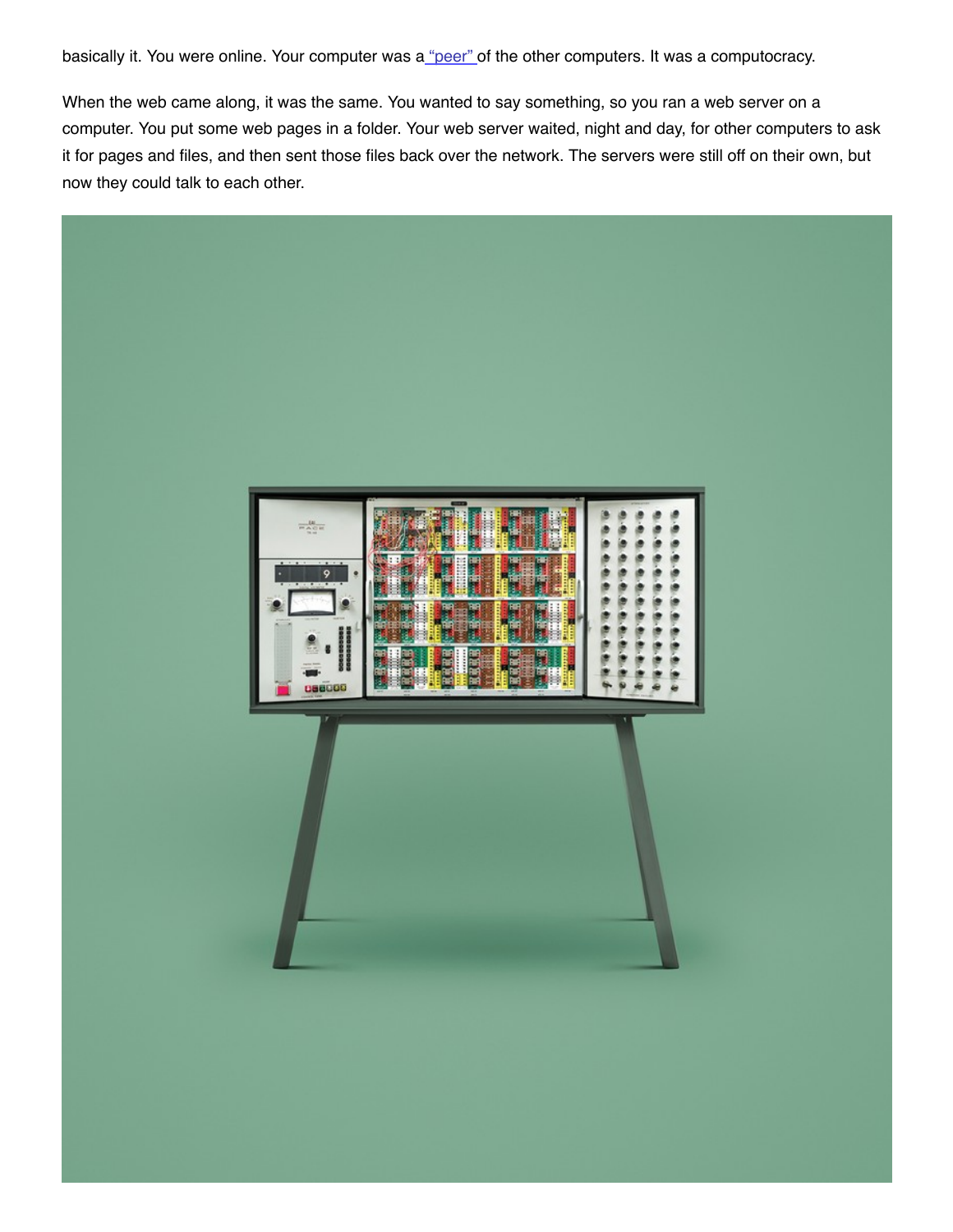basically it. You were online. Your computer was a "peer" of the other computers. It was a computocracy.

When the web came along, it was the same. You wanted to say something, so you ran a web server on a computer. You put some web pages in a folder. Your web server waited, night and day, for other computers to ask it for pages and files, and then sent those files back over the network. The servers were still off on their own, but now they could talk to each other.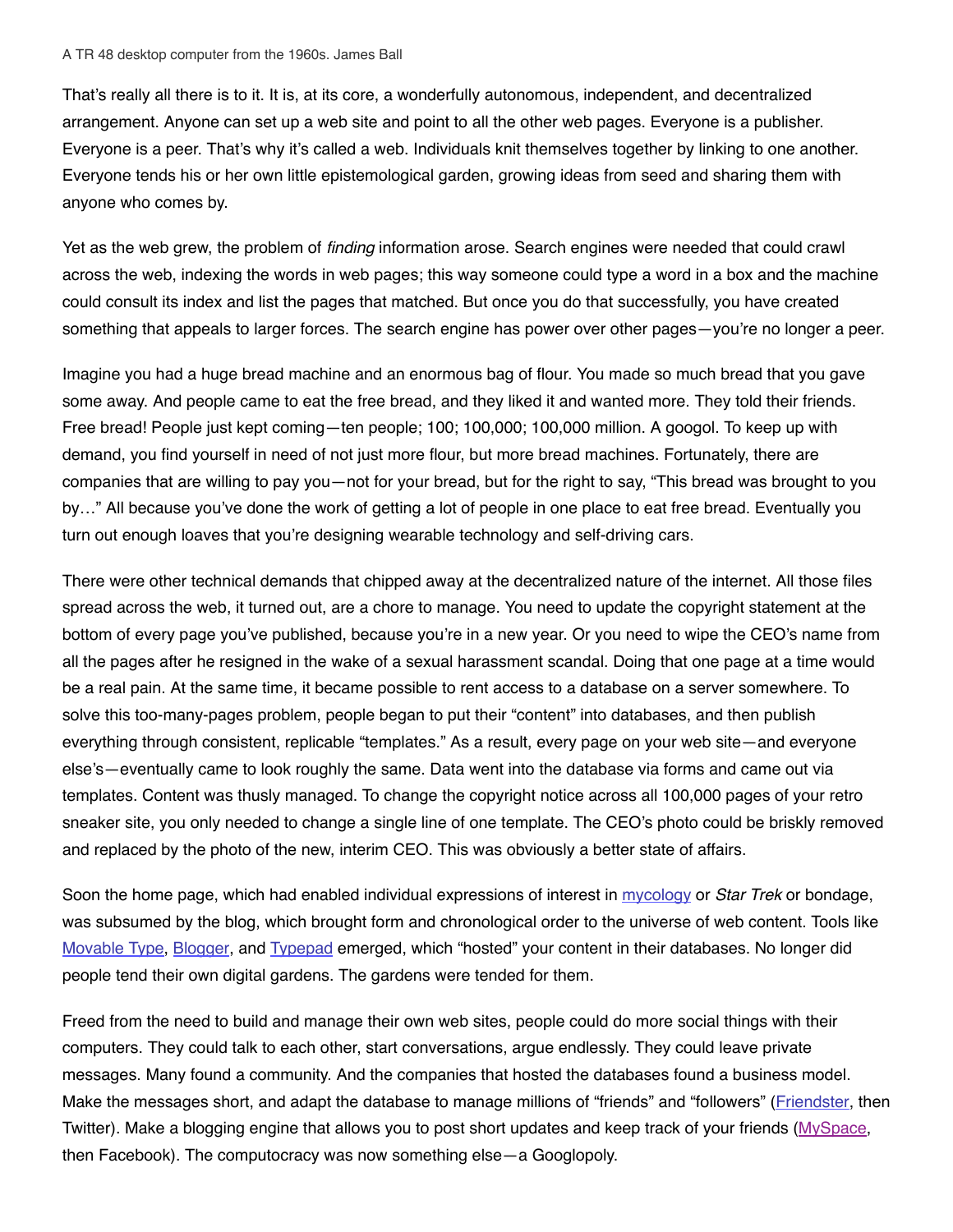A TR 48 desktop computer from the 1960s. James Ball

That's really all there is to it. It is, at its core, a wonderfully autonomous, independent, and decentralized arrangement. Anyone can set up a web site and point to all the other web pages. Everyone is a publisher. Everyone is a peer. That's why it's called a web. Individuals knit themselves together by linking to one another. Everyone tends his or her own little epistemological garden, growing ideas from seed and sharing them with anyone who comes by.

Yet as the web grew, the problem of *finding* information arose. Search engines were needed that could crawl across the web, indexing the words in web pages; this way someone could type a word in a box and the machine could consult its index and list the pages that matched. But once you do that successfully, you have created something that appeals to larger forces. The search engine has power over other pages—you're no longer a peer.

Imagine you had a huge bread machine and an enormous bag of flour. You made so much bread that you gave some away. And people came to eat the free bread, and they liked it and wanted more. They told their friends. Free bread! People just kept coming—ten people; 100; 100,000; 100,000 million. A googol. To keep up with demand, you find yourself in need of not just more flour, but more bread machines. Fortunately, there are companies that are willing to pay you—not for your bread, but for the right to say, "This bread was brought to you by…" All because you've done the work of getting a lot of people in one place to eat free bread. Eventually you turn out enough loaves that you're designing wearable technology and self-driving cars.

There were other technical demands that chipped away at the decentralized nature of the internet. All those files spread across the web, it turned out, are a chore to manage. You need to update the copyright statement at the bottom of every page you've published, because you're in a new year. Or you need to wipe the CEO's name from all the pages after he resigned in the wake of a sexual harassment scandal. Doing that one page at a time would be a real pain. At the same time, it became possible to rent access to a database on a server somewhere. To solve this too-many-pages problem, people began to put their "content" into databases, and then publish everything through consistent, replicable "templates." As a result, every page on your web site—and everyone else's—eventually came to look roughly the same. Data went into the database via forms and came out via templates. Content was thusly managed. To change the copyright notice across all 100,000 pages of your retro sneaker site, you only needed to change a single line of one template. The CEO's photo could be briskly removed and replaced by the photo of the new, interim CEO. This was obviously a better state of affairs.

Soon the home page, which had enabled individual expressions of interest in mycology or *Star Trek* or bondage, was subsumed by the blog, which brought form and chronological order to the universe of web content. Tools like Movable Type, Blogger, and Typepad emerged, which "hosted" your content in their databases. No longer did people tend their own digital gardens. The gardens were tended for them.

Freed from the need to build and manage their own web sites, people could do more social things with their computers. They could talk to each other, start conversations, argue endlessly. They could leave private messages. Many found a community. And the companies that hosted the databases found a business model. Make the messages short, and adapt the database to manage millions of "friends" and "followers" (Friendster, then Twitter). Make a blogging engine that allows you to post short updates and keep track of your friends (MySpace, then Facebook). The computocracy was now something else—a Googlopoly.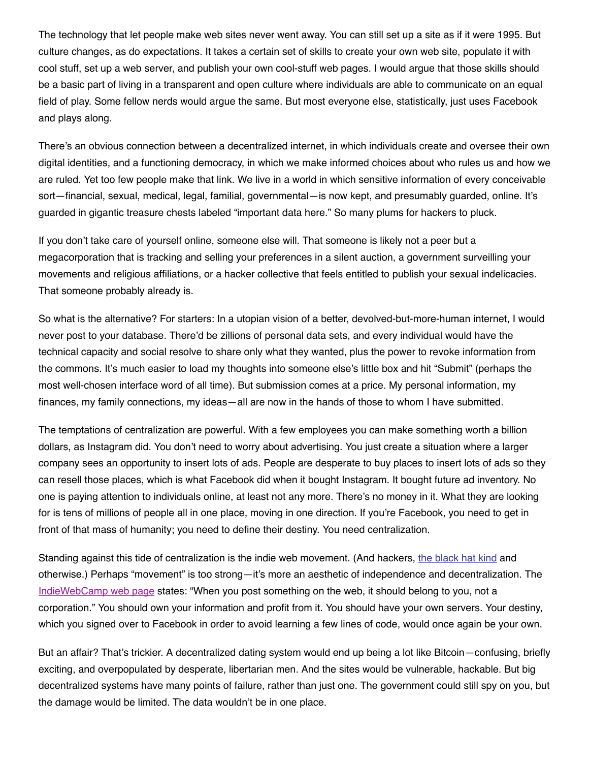The technology that let people make web sites never went away. You can still set up a site as if it were 1995. But culture changes, as do expectations. It takes a certain set of skills to create your own web site, populate it with cool stuff, set up a web server, and publish your own cool-stuff web pages. I would argue that those skills should be a basic part of living in a transparent and open culture where individuals are able to communicate on an equal field of play. Some fellow nerds would argue the same. But most everyone else, statistically, just uses Facebook and plays along.

There's an obvious connection between a decentralized internet, in which individuals create and oversee their own digital identities, and a functioning democracy, in which we make informed choices about who rules us and how we are ruled. Yet too few people make that link. We live in a world in which sensitive information of every conceivable sort—financial, sexual, medical, legal, familial, governmental—is now kept, and presumably guarded, online. It's guarded in gigantic treasure chests labeled "important data here." So many plums for hackers to pluck.

If you don't take care of yourself online, someone else will. That someone is likely not a peer but a megacorporation that is tracking and selling your preferences in a silent auction, a government surveilling your movements and religious affiliations, or a hacker collective that feels entitled to publish your sexual indelicacies. That someone probably already is.

So what is the alternative? For starters: In a utopian vision of a better, devolved-but-more-human internet, I would never post to your database. There'd be zillions of personal data sets, and every individual would have the technical capacity and social resolve to share only what they wanted, plus the power to revoke information from the commons. It's much easier to load my thoughts into someone else's little box and hit "Submit" (perhaps the most well-chosen interface word of all time). But submission comes at a price. My personal information, my finances, my family connections, my ideas—all are now in the hands of those to whom I have submitted.

The temptations of centralization are powerful. With a few employees you can make something worth a billion dollars, as Instagram did. You don't need to worry about advertising. You just create a situation where a larger company sees an opportunity to insert lots of ads. People are desperate to buy places to insert lots of ads so they can resell those places, which is what Facebook did when it bought Instagram. It bought future ad inventory. No one is paying attention to individuals online, at least not any more. There's no money in it. What they are looking for is tens of millions of people all in one place, moving in one direction. If you're Facebook, you need to get in front of that mass of humanity; you need to define their destiny. You need centralization.

Standing against this tide of centralization is the indie web movement. (And hackers, the black hat kind and otherwise.) Perhaps "movement" is too strong—it's more an aesthetic of independence and decentralization. The IndieWebCamp web page states: "When you post something on the web, it should belong to you, not a corporation." You should own your information and profit from it. You should have your own servers. Your destiny, which you signed over to Facebook in order to avoid learning a few lines of code, would once again be your own.

But an affair? That's trickier. A decentralized dating system would end up being a lot like Bitcoin—confusing, briefly exciting, and overpopulated by desperate, libertarian men. And the sites would be vulnerable, hackable. But big decentralized systems have many points of failure, rather than just one. The government could still spy on you, but the damage would be limited. The data wouldn't be in one place.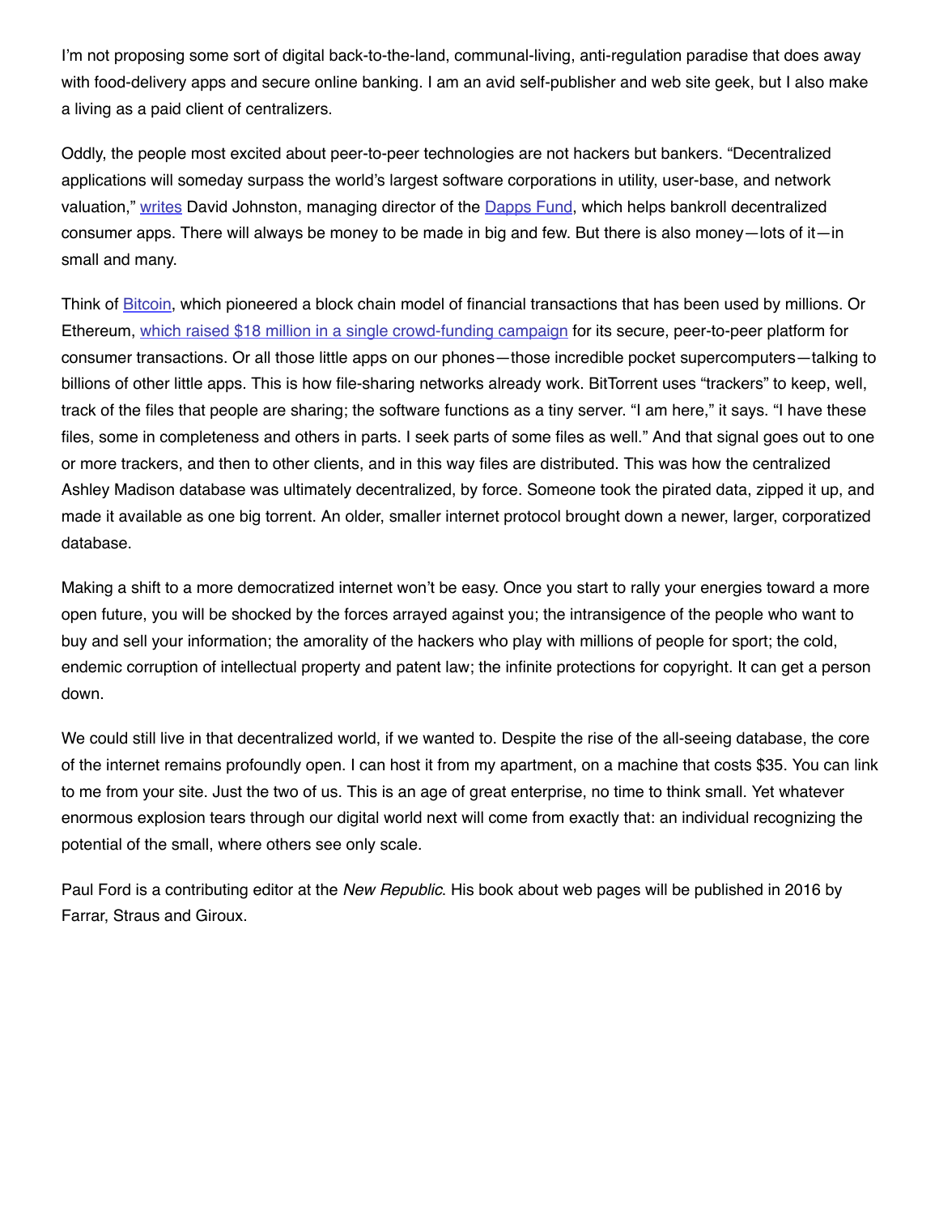I'm not proposing some sort of digital back-to-the-land, communal-living, anti-regulation paradise that does away with food-delivery apps and secure online banking. I am an avid self-publisher and web site geek, but I also make a living as a paid client of centralizers.

Oddly, the people most excited about peer-to-peer technologies are not hackers but bankers. "Decentralized applications will someday surpass the world's largest software corporations in utility, user-base, and network valuation," writes David Johnston, managing director of the Dapps Fund, which helps bankroll decentralized consumer apps. There will always be money to be made in big and few. But there is also money—lots of it—in small and many.

Think of Bitcoin, which pioneered a block chain model of financial transactions that has been used by millions. Or Ethereum, which raised $18 million in a single crowd-funding campaign for its secure, peer-to-peer platform for consumer transactions. Or all those little apps on our phones—those incredible pocket supercomputers—talking to billions of other little apps. This is how file-sharing networks already work. BitTorrent uses "trackers" to keep, well, track of the files that people are sharing; the software functions as a tiny server. "I am here," it says. "I have these files, some in completeness and others in parts. I seek parts of some files as well." And that signal goes out to one or more trackers, and then to other clients, and in this way files are distributed. This was how the centralized Ashley Madison database was ultimately decentralized, by force. Someone took the pirated data, zipped it up, and made it available as one big torrent. An older, smaller internet protocol brought down a newer, larger, corporatized database.

Making a shift to a more democratized internet won't be easy. Once you start to rally your energies toward a more open future, you will be shocked by the forces arrayed against you; the intransigence of the people who want to buy and sell your information; the amorality of the hackers who play with millions of people for sport; the cold, endemic corruption of intellectual property and patent law; the infinite protections for copyright. It can get a person down.

We could still live in that decentralized world, if we wanted to. Despite the rise of the all-seeing database, the core of the internet remains profoundly open. I can host it from my apartment, on a machine that costs $35. You can link to me from your site. Just the two of us. This is an age of great enterprise, no time to think small. Yet whatever enormous explosion tears through our digital world next will come from exactly that: an individual recognizing the potential of the small, where others see only scale.

Paul Ford is a contributing editor at the *New Republic*. His book about web pages will be published in 2016 by Farrar, Straus and Giroux.